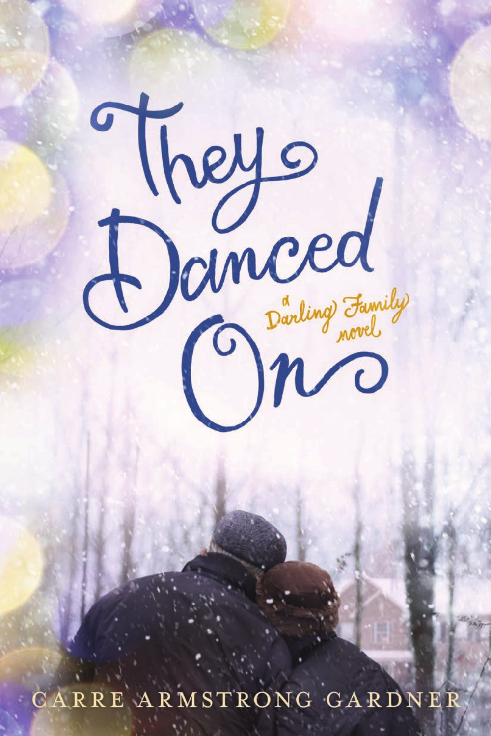# They Danced On

*a Darling Family novel*

CARRE ARMSTRONG GARDNER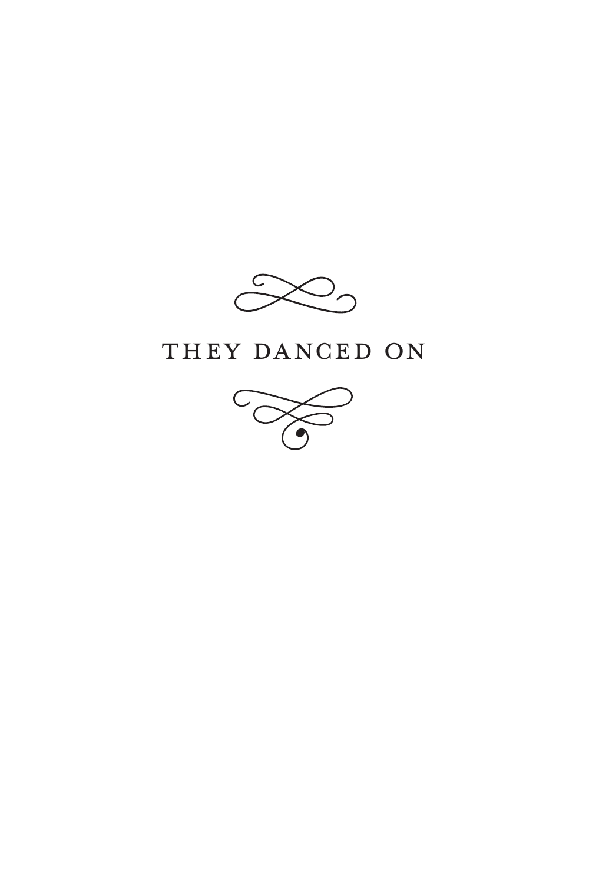# THEY DANCED ON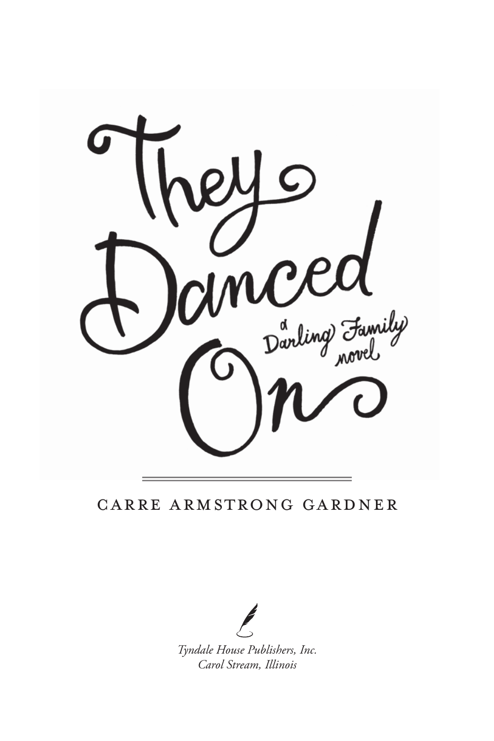# They Danced On

*a Darling Family novel*

CARRE ARMSTRONG GARDNER

*Tyndale House Publishers, Inc.*
*Carol Stream, Illinois*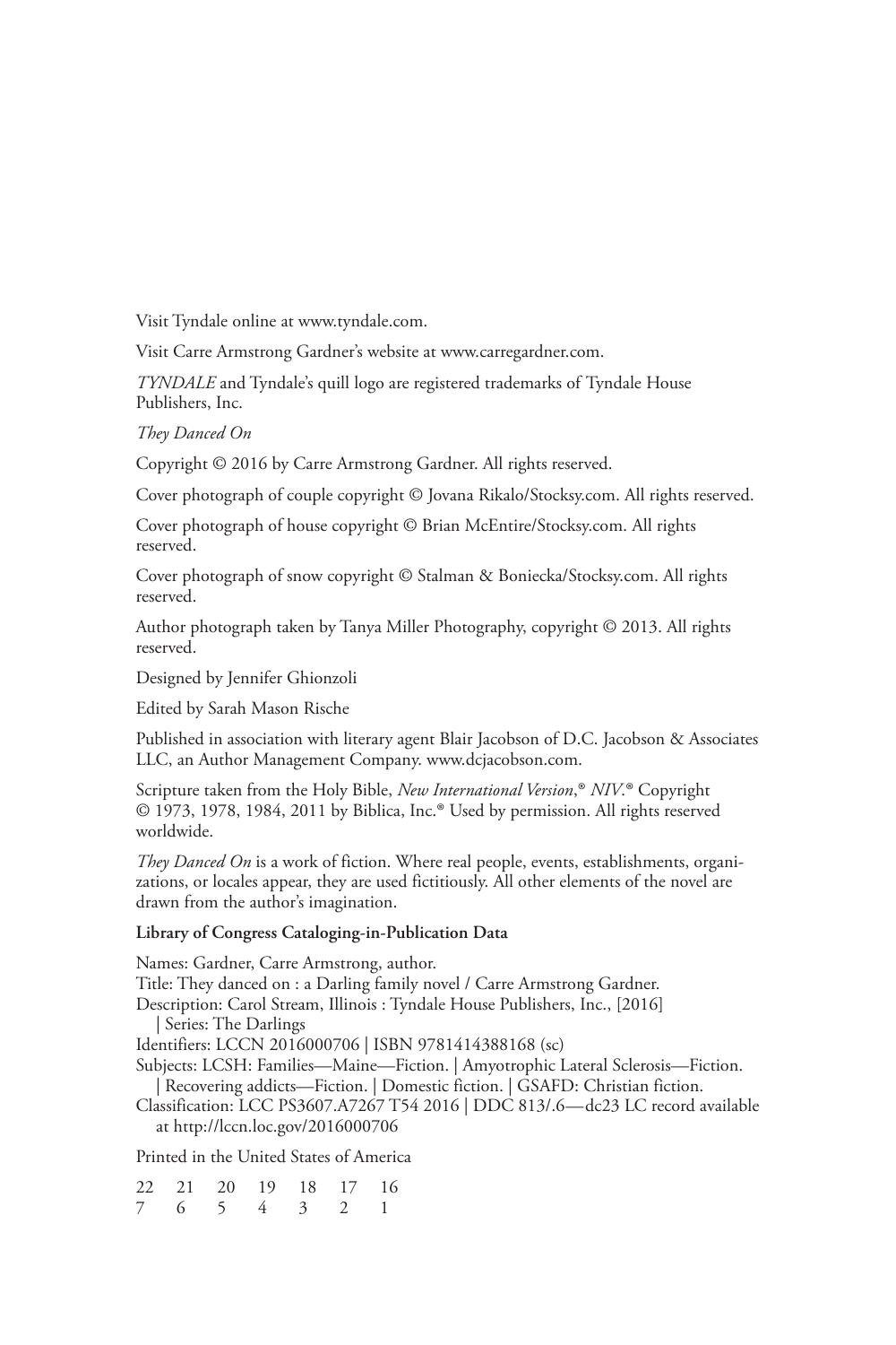Visit Tyndale online at www.tyndale.com.

Visit Carre Armstrong Gardner's website at www.carregardner.com.

*TYNDALE* and Tyndale's quill logo are registered trademarks of Tyndale House Publishers, Inc.

*They Danced On*

Copyright © 2016 by Carre Armstrong Gardner. All rights reserved.

Cover photograph of couple copyright © Jovana Rikalo/Stocksy.com. All rights reserved.

Cover photograph of house copyright © Brian McEntire/Stocksy.com. All rights reserved.

Cover photograph of snow copyright © Stalman & Boniecka/Stocksy.com. All rights reserved.

Author photograph taken by Tanya Miller Photography, copyright © 2013. All rights reserved.

Designed by Jennifer Ghionzoli

Edited by Sarah Mason Rische

Published in association with literary agent Blair Jacobson of D.C. Jacobson & Associates LLC, an Author Management Company. www.dcjacobson.com.

Scripture taken from the Holy Bible, *New International Version*,® *NIV*.® Copyright © 1973, 1978, 1984, 2011 by Biblica, Inc.® Used by permission. All rights reserved worldwide.

*They Danced On* is a work of fiction. Where real people, events, establishments, organizations, or locales appear, they are used fictitiously. All other elements of the novel are drawn from the author's imagination.

**Library of Congress Cataloging-in-Publication Data**

Names: Gardner, Carre Armstrong, author.
Title: They danced on : a Darling family novel / Carre Armstrong Gardner.
Description: Carol Stream, Illinois : Tyndale House Publishers, Inc., [2016]
| Series: The Darlings
Identifiers: LCCN 2016000706 | ISBN 9781414388168 (sc)
Subjects: LCSH: Families—Maine—Fiction. | Amyotrophic Lateral Sclerosis—Fiction.
| Recovering addicts—Fiction. | Domestic fiction. | GSAFD: Christian fiction.
Classification: LCC PS3607.A7267 T54 2016 | DDC 813/.6—dc23 LC record available at http://lccn.loc.gov/2016000706

Printed in the United States of America

22 21 20 19 18 17 16
7 6 5 4 3 2 1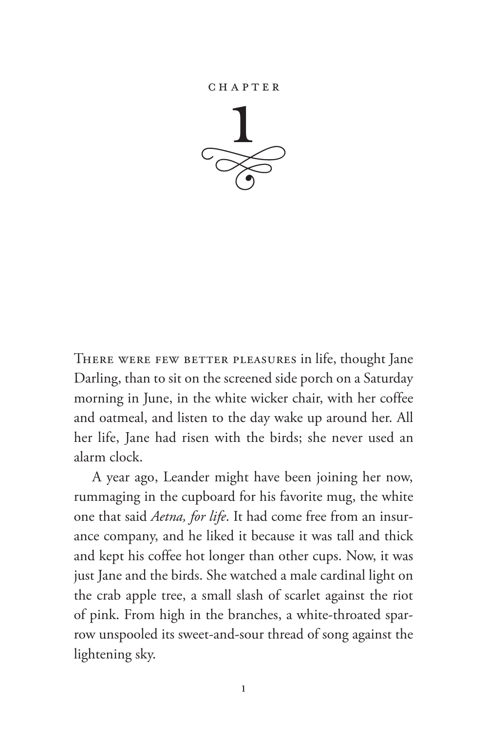# CHAPTER 1

There were few better pleasures in life, thought Jane Darling, than to sit on the screened side porch on a Saturday morning in June, in the white wicker chair, with her coffee and oatmeal, and listen to the day wake up around her. All her life, Jane had risen with the birds; she never used an alarm clock.

A year ago, Leander might have been joining her now, rummaging in the cupboard for his favorite mug, the white one that said *Aetna, for life*. It had come free from an insurance company, and he liked it because it was tall and thick and kept his coffee hot longer than other cups. Now, it was just Jane and the birds. She watched a male cardinal light on the crab apple tree, a small slash of scarlet against the riot of pink. From high in the branches, a white-throated sparrow unspooled its sweet-and-sour thread of song against the lightening sky.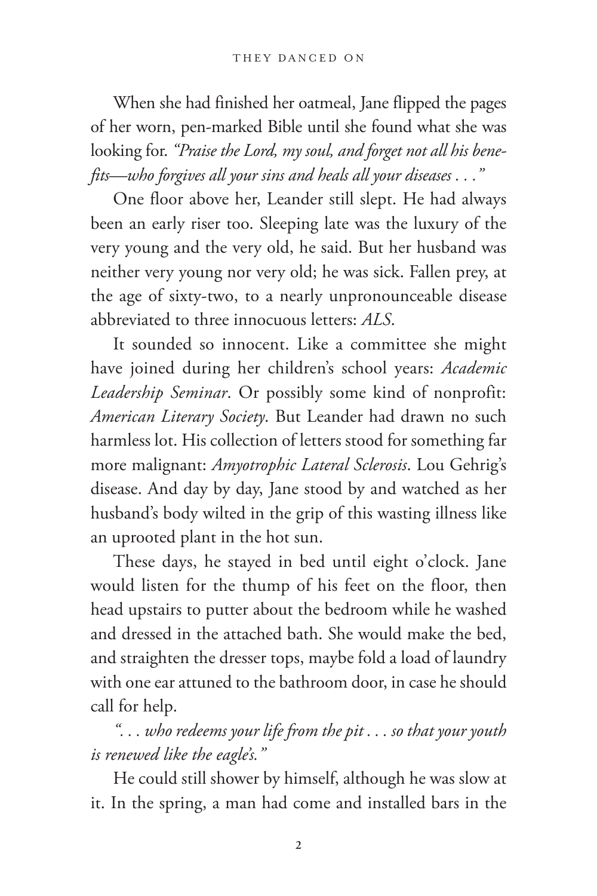When she had finished her oatmeal, Jane flipped the pages of her worn, pen-marked Bible until she found what she was looking for. *"Praise the Lord, my soul, and forget not all his benefits—who forgives all your sins and heals all your diseases . . ."*

One floor above her, Leander still slept. He had always been an early riser too. Sleeping late was the luxury of the very young and the very old, he said. But her husband was neither very young nor very old; he was sick. Fallen prey, at the age of sixty-two, to a nearly unpronounceable disease abbreviated to three innocuous letters: *ALS*.

It sounded so innocent. Like a committee she might have joined during her children's school years: *Academic Leadership Seminar*. Or possibly some kind of nonprofit: *American Literary Society*. But Leander had drawn no such harmless lot. His collection of letters stood for something far more malignant: *Amyotrophic Lateral Sclerosis*. Lou Gehrig's disease. And day by day, Jane stood by and watched as her husband's body wilted in the grip of this wasting illness like an uprooted plant in the hot sun.

These days, he stayed in bed until eight o'clock. Jane would listen for the thump of his feet on the floor, then head upstairs to putter about the bedroom while he washed and dressed in the attached bath. She would make the bed, and straighten the dresser tops, maybe fold a load of laundry with one ear attuned to the bathroom door, in case he should call for help.

*". . . who redeems your life from the pit . . . so that your youth is renewed like the eagle's."*

He could still shower by himself, although he was slow at it. In the spring, a man had come and installed bars in the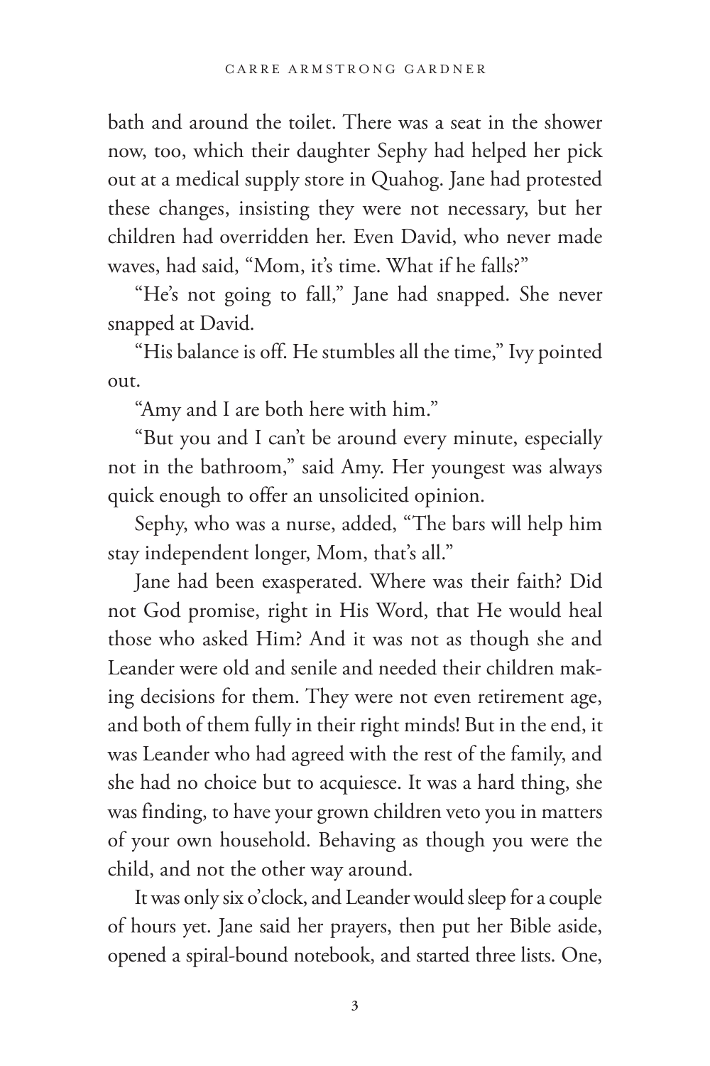bath and around the toilet. There was a seat in the shower now, too, which their daughter Sephy had helped her pick out at a medical supply store in Quahog. Jane had protested these changes, insisting they were not necessary, but her children had overridden her. Even David, who never made waves, had said, "Mom, it's time. What if he falls?"

"He's not going to fall," Jane had snapped. She never snapped at David.

"His balance is off. He stumbles all the time," Ivy pointed out.

"Amy and I are both here with him."

"But you and I can't be around every minute, especially not in the bathroom," said Amy. Her youngest was always quick enough to offer an unsolicited opinion.

Sephy, who was a nurse, added, "The bars will help him stay independent longer, Mom, that's all."

Jane had been exasperated. Where was their faith? Did not God promise, right in His Word, that He would heal those who asked Him? And it was not as though she and Leander were old and senile and needed their children making decisions for them. They were not even retirement age, and both of them fully in their right minds! But in the end, it was Leander who had agreed with the rest of the family, and she had no choice but to acquiesce. It was a hard thing, she was finding, to have your grown children veto you in matters of your own household. Behaving as though you were the child, and not the other way around.

It was only six o'clock, and Leander would sleep for a couple of hours yet. Jane said her prayers, then put her Bible aside, opened a spiral-bound notebook, and started three lists. One,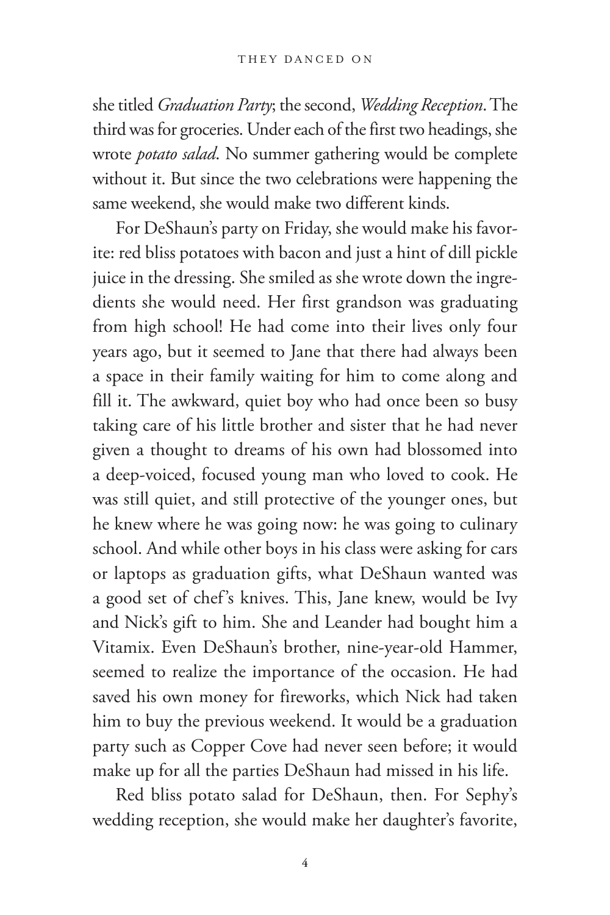she titled *Graduation Party*; the second, *Wedding Reception*. The third was for groceries. Under each of the first two headings, she wrote *potato salad*. No summer gathering would be complete without it. But since the two celebrations were happening the same weekend, she would make two different kinds.

For DeShaun's party on Friday, she would make his favorite: red bliss potatoes with bacon and just a hint of dill pickle juice in the dressing. She smiled as she wrote down the ingredients she would need. Her first grandson was graduating from high school! He had come into their lives only four years ago, but it seemed to Jane that there had always been a space in their family waiting for him to come along and fill it. The awkward, quiet boy who had once been so busy taking care of his little brother and sister that he had never given a thought to dreams of his own had blossomed into a deep-voiced, focused young man who loved to cook. He was still quiet, and still protective of the younger ones, but he knew where he was going now: he was going to culinary school. And while other boys in his class were asking for cars or laptops as graduation gifts, what DeShaun wanted was a good set of chef's knives. This, Jane knew, would be Ivy and Nick's gift to him. She and Leander had bought him a Vitamix. Even DeShaun's brother, nine-year-old Hammer, seemed to realize the importance of the occasion. He had saved his own money for fireworks, which Nick had taken him to buy the previous weekend. It would be a graduation party such as Copper Cove had never seen before; it would make up for all the parties DeShaun had missed in his life.

Red bliss potato salad for DeShaun, then. For Sephy's wedding reception, she would make her daughter's favorite,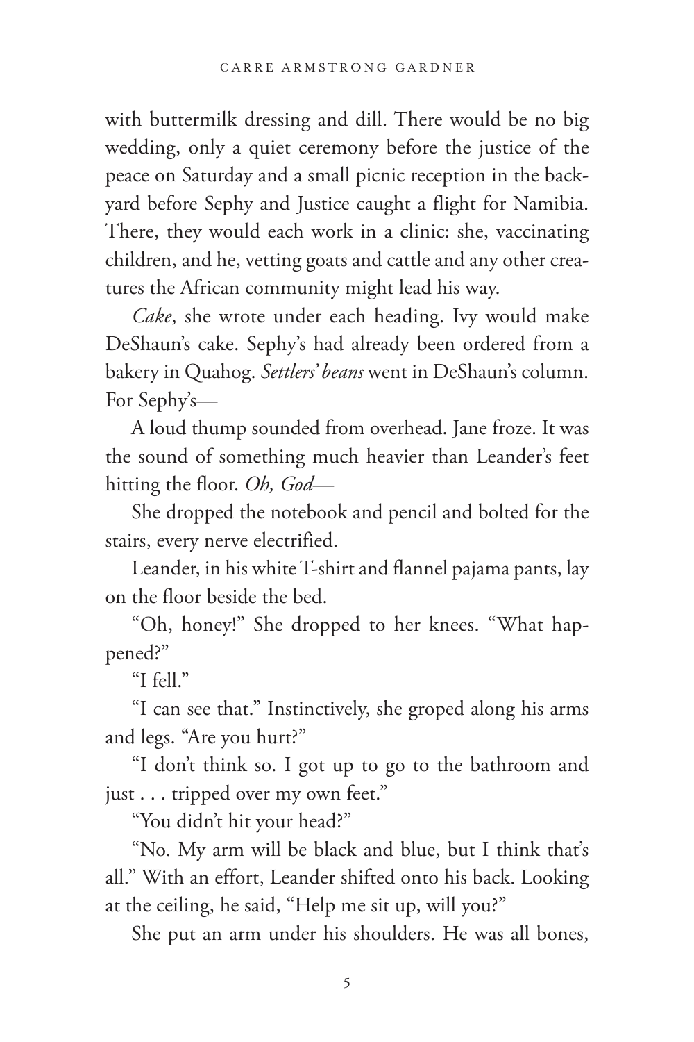with buttermilk dressing and dill. There would be no big wedding, only a quiet ceremony before the justice of the peace on Saturday and a small picnic reception in the backyard before Sephy and Justice caught a flight for Namibia. There, they would each work in a clinic: she, vaccinating children, and he, vetting goats and cattle and any other creatures the African community might lead his way.

*Cake*, she wrote under each heading. Ivy would make DeShaun's cake. Sephy's had already been ordered from a bakery in Quahog. *Settlers' beans* went in DeShaun's column. For Sephy's—

A loud thump sounded from overhead. Jane froze. It was the sound of something much heavier than Leander's feet hitting the floor. *Oh, God*—

She dropped the notebook and pencil and bolted for the stairs, every nerve electrified.

Leander, in his white T-shirt and flannel pajama pants, lay on the floor beside the bed.

"Oh, honey!" She dropped to her knees. "What happened?"

"I fell."

"I can see that." Instinctively, she groped along his arms and legs. "Are you hurt?"

"I don't think so. I got up to go to the bathroom and just . . . tripped over my own feet."

"You didn't hit your head?"

"No. My arm will be black and blue, but I think that's all." With an effort, Leander shifted onto his back. Looking at the ceiling, he said, "Help me sit up, will you?"

She put an arm under his shoulders. He was all bones,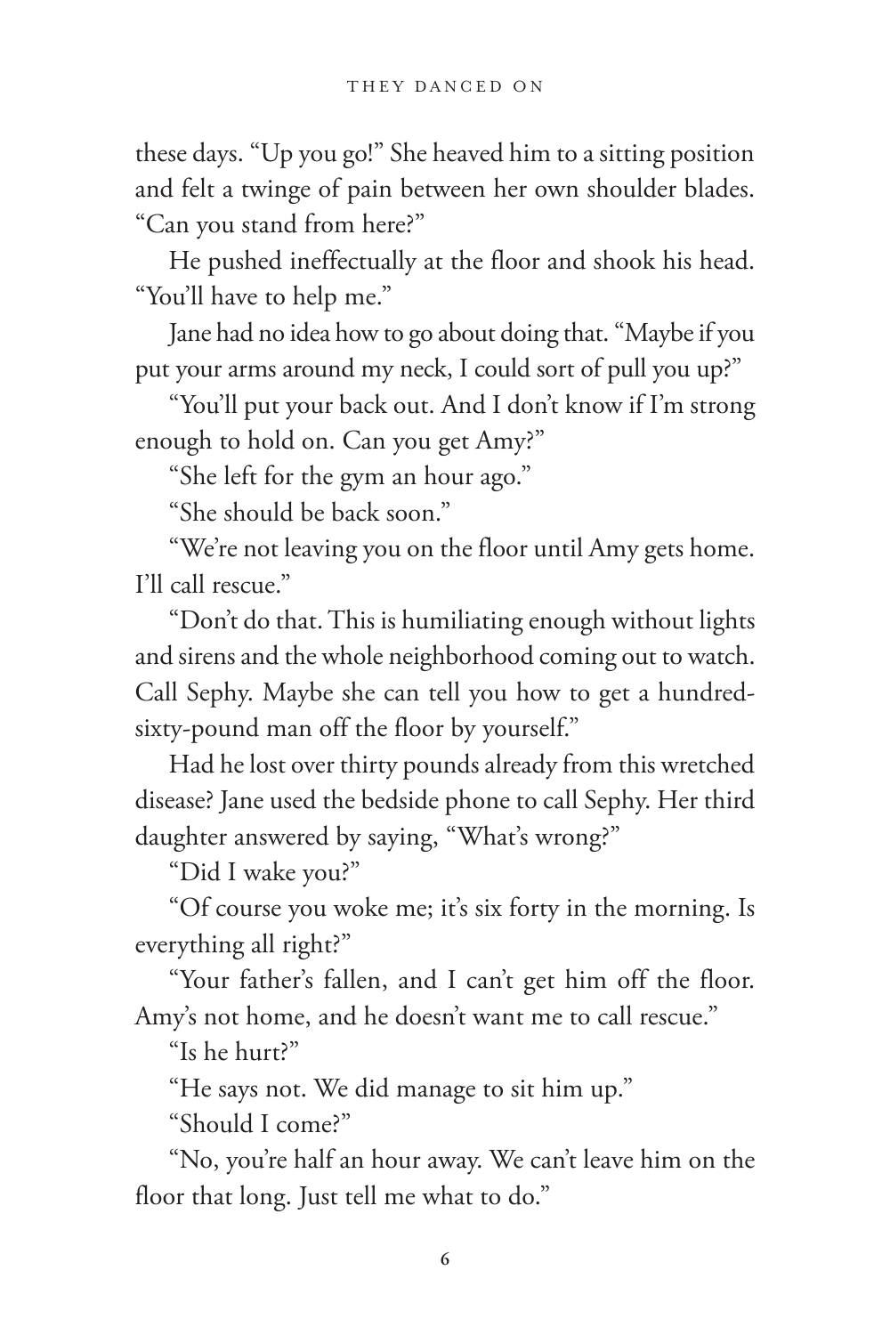these days. “Up you go!” She heaved him to a sitting position and felt a twinge of pain between her own shoulder blades. “Can you stand from here?”

He pushed ineffectually at the floor and shook his head. “You’ll have to help me.”

Jane had no idea how to go about doing that. “Maybe if you put your arms around my neck, I could sort of pull you up?”

“You’ll put your back out. And I don’t know if I’m strong enough to hold on. Can you get Amy?”

“She left for the gym an hour ago.”

“She should be back soon.”

“We’re not leaving you on the floor until Amy gets home. I’ll call rescue.”

“Don’t do that. This is humiliating enough without lights and sirens and the whole neighborhood coming out to watch. Call Sephy. Maybe she can tell you how to get a hundred-sixty-pound man off the floor by yourself.”

Had he lost over thirty pounds already from this wretched disease? Jane used the bedside phone to call Sephy. Her third daughter answered by saying, “What’s wrong?”

“Did I wake you?”

“Of course you woke me; it’s six forty in the morning. Is everything all right?”

“Your father’s fallen, and I can’t get him off the floor. Amy’s not home, and he doesn’t want me to call rescue.”

“Is he hurt?”

“He says not. We did manage to sit him up.”

“Should I come?”

“No, you’re half an hour away. We can’t leave him on the floor that long. Just tell me what to do.”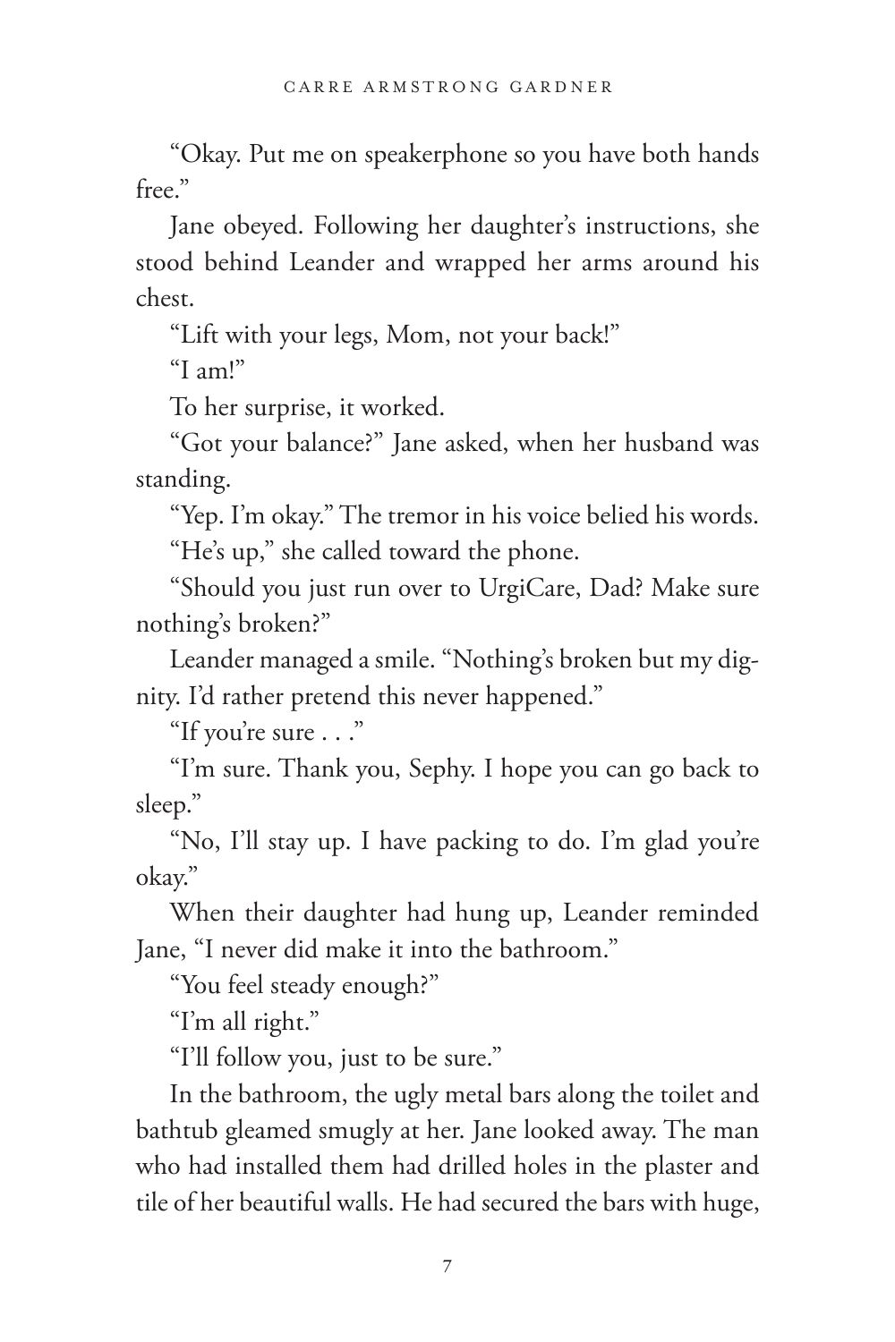"Okay. Put me on speakerphone so you have both hands free."

Jane obeyed. Following her daughter's instructions, she stood behind Leander and wrapped her arms around his chest.

"Lift with your legs, Mom, not your back!"

"I am!"

To her surprise, it worked.

"Got your balance?" Jane asked, when her husband was standing.

"Yep. I'm okay." The tremor in his voice belied his words.

"He's up," she called toward the phone.

"Should you just run over to UrgiCare, Dad? Make sure nothing's broken?"

Leander managed a smile. "Nothing's broken but my dignity. I'd rather pretend this never happened."

"If you're sure . . ."

"I'm sure. Thank you, Sephy. I hope you can go back to sleep."

"No, I'll stay up. I have packing to do. I'm glad you're okay."

When their daughter had hung up, Leander reminded Jane, "I never did make it into the bathroom."

"You feel steady enough?"

"I'm all right."

"I'll follow you, just to be sure."

In the bathroom, the ugly metal bars along the toilet and bathtub gleamed smugly at her. Jane looked away. The man who had installed them had drilled holes in the plaster and tile of her beautiful walls. He had secured the bars with huge,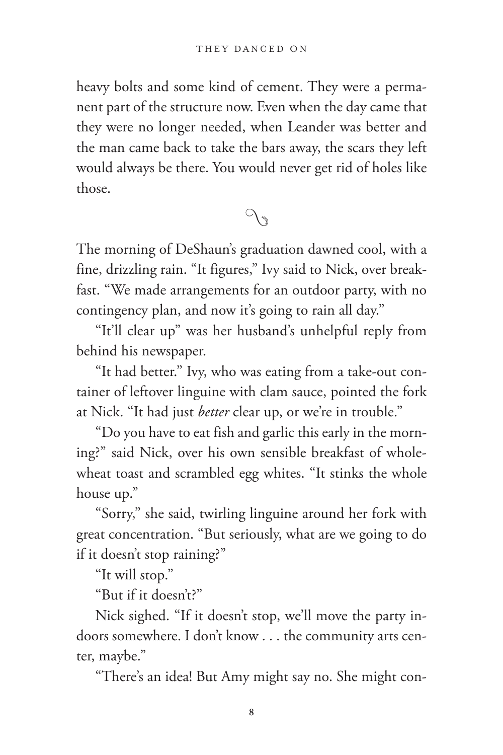heavy bolts and some kind of cement. They were a permanent part of the structure now. Even when the day came that they were no longer needed, when Leander was better and the man came back to take the bars away, the scars they left would always be there. You would never get rid of holes like those.

---

The morning of DeShaun's graduation dawned cool, with a fine, drizzling rain. "It figures," Ivy said to Nick, over breakfast. "We made arrangements for an outdoor party, with no contingency plan, and now it's going to rain all day."

"It'll clear up" was her husband's unhelpful reply from behind his newspaper.

"It had better." Ivy, who was eating from a take-out container of leftover linguine with clam sauce, pointed the fork at Nick. "It had just *better* clear up, or we're in trouble."

"Do you have to eat fish and garlic this early in the morning?" said Nick, over his own sensible breakfast of whole-wheat toast and scrambled egg whites. "It stinks the whole house up."

"Sorry," she said, twirling linguine around her fork with great concentration. "But seriously, what are we going to do if it doesn't stop raining?"

"It will stop."

"But if it doesn't?"

Nick sighed. "If it doesn't stop, we'll move the party indoors somewhere. I don't know . . . the community arts center, maybe."

"There's an idea! But Amy might say no. She might con-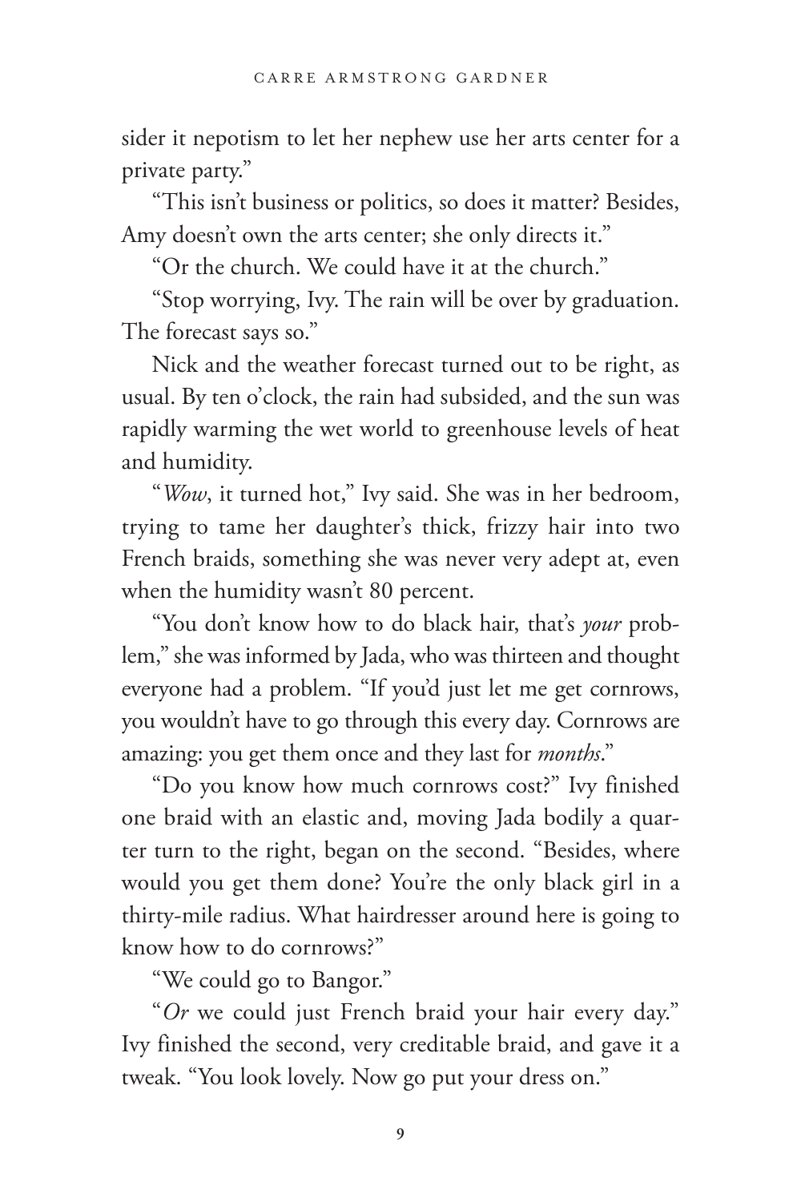sider it nepotism to let her nephew use her arts center for a private party."

"This isn't business or politics, so does it matter? Besides, Amy doesn't own the arts center; she only directs it."

"Or the church. We could have it at the church."

"Stop worrying, Ivy. The rain will be over by graduation. The forecast says so."

Nick and the weather forecast turned out to be right, as usual. By ten o'clock, the rain had subsided, and the sun was rapidly warming the wet world to greenhouse levels of heat and humidity.

"*Wow*, it turned hot," Ivy said. She was in her bedroom, trying to tame her daughter's thick, frizzy hair into two French braids, something she was never very adept at, even when the humidity wasn't 80 percent.

"You don't know how to do black hair, that's *your* problem," she was informed by Jada, who was thirteen and thought everyone had a problem. "If you'd just let me get cornrows, you wouldn't have to go through this every day. Cornrows are amazing: you get them once and they last for *months*."

"Do you know how much cornrows cost?" Ivy finished one braid with an elastic and, moving Jada bodily a quarter turn to the right, began on the second. "Besides, where would you get them done? You're the only black girl in a thirty-mile radius. What hairdresser around here is going to know how to do cornrows?"

"We could go to Bangor."

"*Or* we could just French braid your hair every day." Ivy finished the second, very creditable braid, and gave it a tweak. "You look lovely. Now go put your dress on."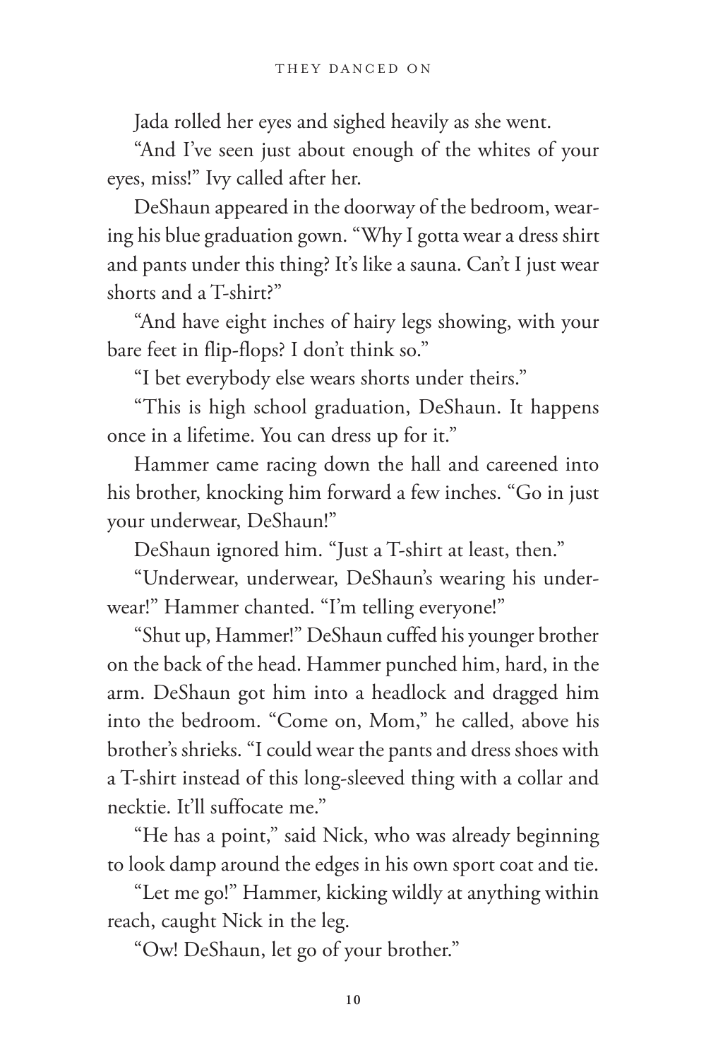Jada rolled her eyes and sighed heavily as she went.

"And I've seen just about enough of the whites of your eyes, miss!" Ivy called after her.

DeShaun appeared in the doorway of the bedroom, wearing his blue graduation gown. "Why I gotta wear a dress shirt and pants under this thing? It's like a sauna. Can't I just wear shorts and a T-shirt?"

"And have eight inches of hairy legs showing, with your bare feet in flip-flops? I don't think so."

"I bet everybody else wears shorts under theirs."

"This is high school graduation, DeShaun. It happens once in a lifetime. You can dress up for it."

Hammer came racing down the hall and careened into his brother, knocking him forward a few inches. "Go in just your underwear, DeShaun!"

DeShaun ignored him. "Just a T-shirt at least, then."

"Underwear, underwear, DeShaun's wearing his underwear!" Hammer chanted. "I'm telling everyone!"

"Shut up, Hammer!" DeShaun cuffed his younger brother on the back of the head. Hammer punched him, hard, in the arm. DeShaun got him into a headlock and dragged him into the bedroom. "Come on, Mom," he called, above his brother's shrieks. "I could wear the pants and dress shoes with a T-shirt instead of this long-sleeved thing with a collar and necktie. It'll suffocate me."

"He has a point," said Nick, who was already beginning to look damp around the edges in his own sport coat and tie.

"Let me go!" Hammer, kicking wildly at anything within reach, caught Nick in the leg.

"Ow! DeShaun, let go of your brother."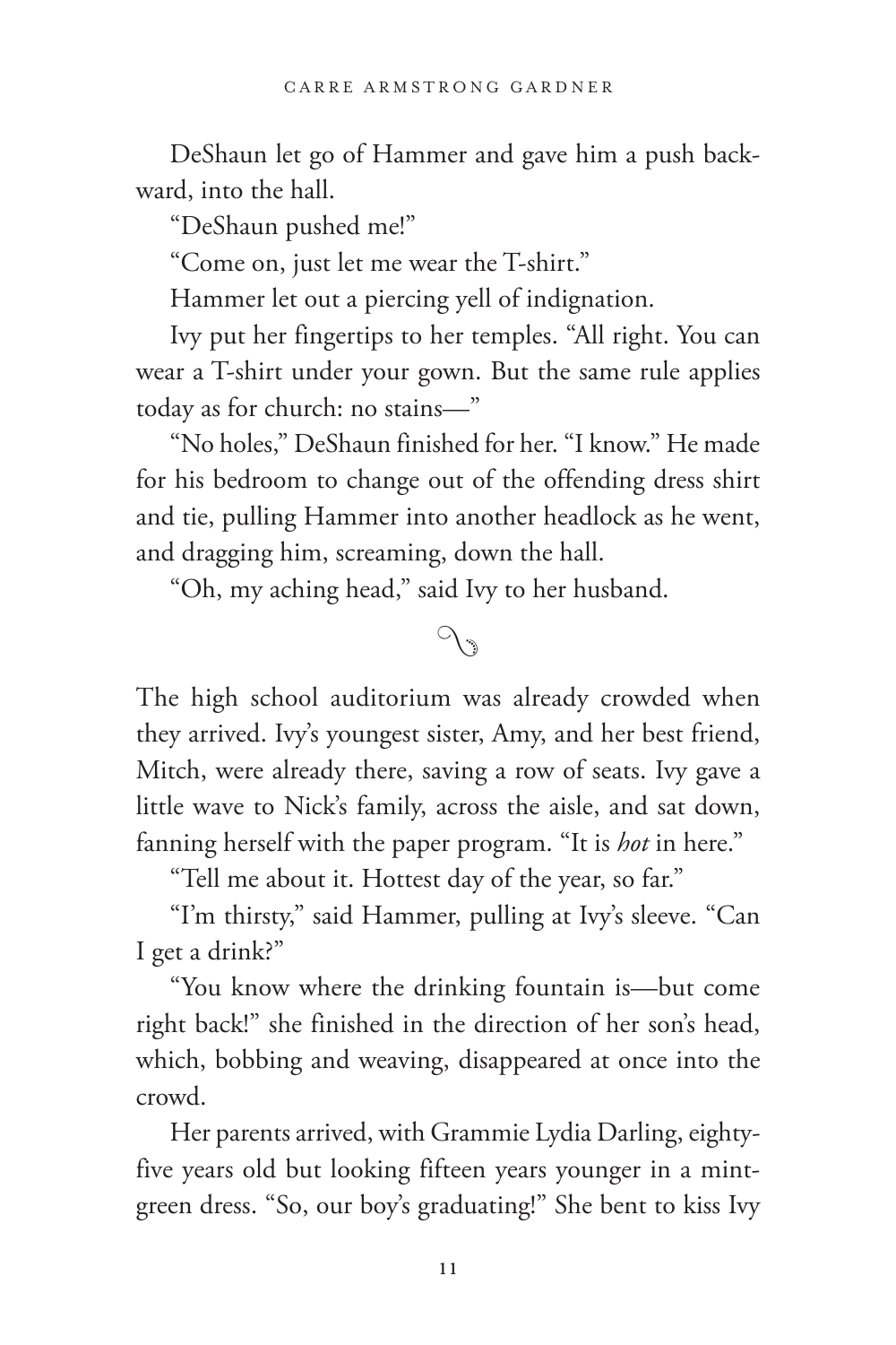DeShaun let go of Hammer and gave him a push backward, into the hall.

"DeShaun pushed me!"

"Come on, just let me wear the T-shirt."

Hammer let out a piercing yell of indignation.

Ivy put her fingertips to her temples. "All right. You can wear a T-shirt under your gown. But the same rule applies today as for church: no stains—"

"No holes," DeShaun finished for her. "I know." He made for his bedroom to change out of the offending dress shirt and tie, pulling Hammer into another headlock as he went, and dragging him, screaming, down the hall.

"Oh, my aching head," said Ivy to her husband.

---

The high school auditorium was already crowded when they arrived. Ivy's youngest sister, Amy, and her best friend, Mitch, were already there, saving a row of seats. Ivy gave a little wave to Nick's family, across the aisle, and sat down, fanning herself with the paper program. "It is *hot* in here."

"Tell me about it. Hottest day of the year, so far."

"I'm thirsty," said Hammer, pulling at Ivy's sleeve. "Can I get a drink?"

"You know where the drinking fountain is—but come right back!" she finished in the direction of her son's head, which, bobbing and weaving, disappeared at once into the crowd.

Her parents arrived, with Grammie Lydia Darling, eighty-five years old but looking fifteen years younger in a mint-green dress. "So, our boy's graduating!" She bent to kiss Ivy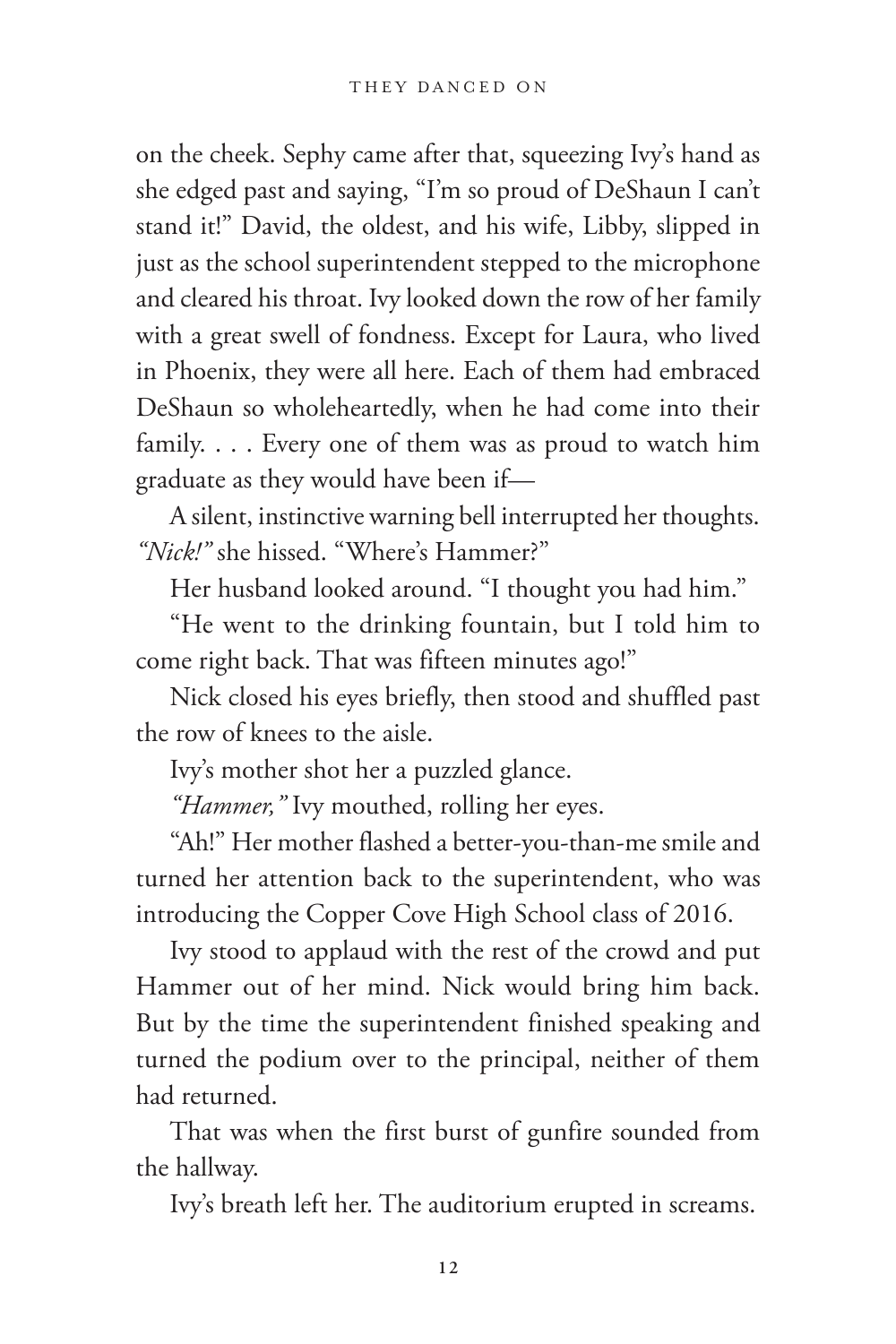on the cheek. Sephy came after that, squeezing Ivy's hand as she edged past and saying, "I'm so proud of DeShaun I can't stand it!" David, the oldest, and his wife, Libby, slipped in just as the school superintendent stepped to the microphone and cleared his throat. Ivy looked down the row of her family with a great swell of fondness. Except for Laura, who lived in Phoenix, they were all here. Each of them had embraced DeShaun so wholeheartedly, when he had come into their family. . . . Every one of them was as proud to watch him graduate as they would have been if—

A silent, instinctive warning bell interrupted her thoughts. *"Nick!"* she hissed. "Where's Hammer?"

Her husband looked around. "I thought you had him."

"He went to the drinking fountain, but I told him to come right back. That was fifteen minutes ago!"

Nick closed his eyes briefly, then stood and shuffled past the row of knees to the aisle.

Ivy's mother shot her a puzzled glance.

*"Hammer,"* Ivy mouthed, rolling her eyes.

"Ah!" Her mother flashed a better-you-than-me smile and turned her attention back to the superintendent, who was introducing the Copper Cove High School class of 2016.

Ivy stood to applaud with the rest of the crowd and put Hammer out of her mind. Nick would bring him back. But by the time the superintendent finished speaking and turned the podium over to the principal, neither of them had returned.

That was when the first burst of gunfire sounded from the hallway.

Ivy's breath left her. The auditorium erupted in screams.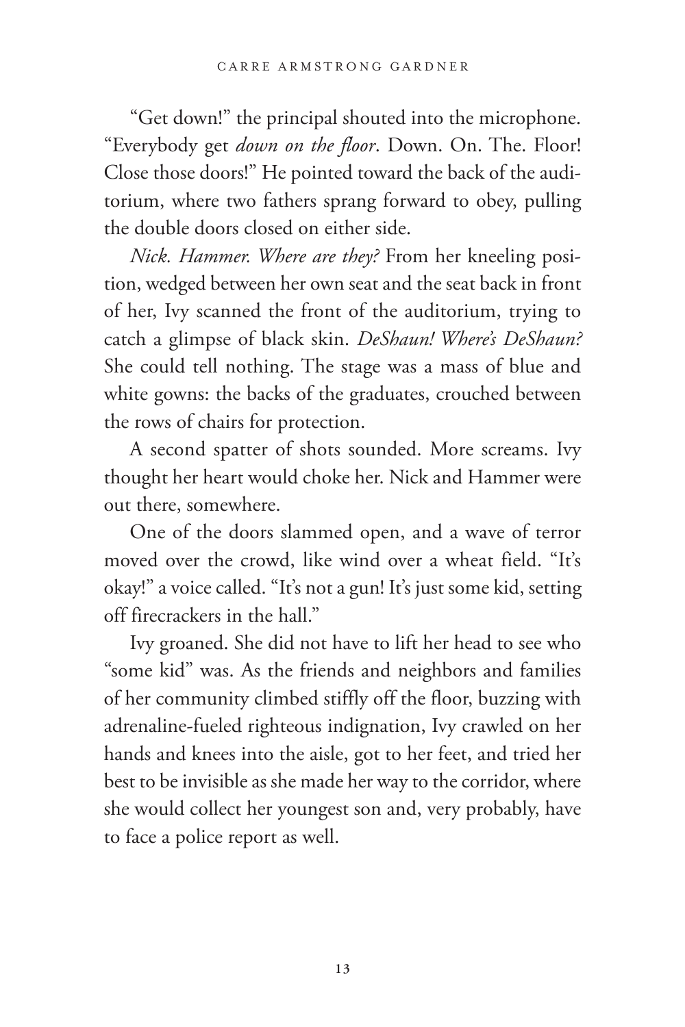"Get down!" the principal shouted into the microphone. "Everybody get *down on the floor*. Down. On. The. Floor! Close those doors!" He pointed toward the back of the auditorium, where two fathers sprang forward to obey, pulling the double doors closed on either side.

*Nick. Hammer. Where are they?* From her kneeling position, wedged between her own seat and the seat back in front of her, Ivy scanned the front of the auditorium, trying to catch a glimpse of black skin. *DeShaun! Where's DeShaun?* She could tell nothing. The stage was a mass of blue and white gowns: the backs of the graduates, crouched between the rows of chairs for protection.

A second spatter of shots sounded. More screams. Ivy thought her heart would choke her. Nick and Hammer were out there, somewhere.

One of the doors slammed open, and a wave of terror moved over the crowd, like wind over a wheat field. "It's okay!" a voice called. "It's not a gun! It's just some kid, setting off firecrackers in the hall."

Ivy groaned. She did not have to lift her head to see who "some kid" was. As the friends and neighbors and families of her community climbed stiffly off the floor, buzzing with adrenaline-fueled righteous indignation, Ivy crawled on her hands and knees into the aisle, got to her feet, and tried her best to be invisible as she made her way to the corridor, where she would collect her youngest son and, very probably, have to face a police report as well.